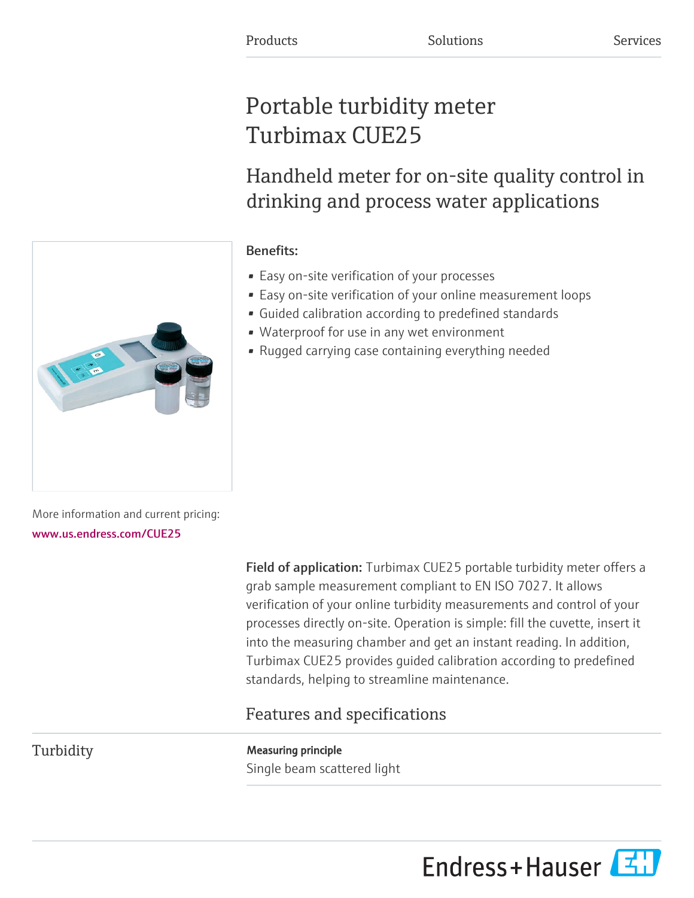Products Solutions Services

# Portable turbidity meter Turbimax CUE25

## Handheld meter for on-site quality control in drinking and process water applications

**Benefits:**

- Easy on-site verification of your processes
- Easy on-site verification of your online measurement loops
- Guided calibration according to predefined standards
- Waterproof for use in any wet environment
- Rugged carrying case containing everything needed

More information and current pricing:
www.us.endress.com/CUE25

**Field of application:** Turbimax CUE25 portable turbidity meter offers a grab sample measurement compliant to EN ISO 7027. It allows verification of your online turbidity measurements and control of your processes directly on-site. Operation is simple: fill the cuvette, insert it into the measuring chamber and get an instant reading. In addition, Turbimax CUE25 provides guided calibration according to predefined standards, helping to streamline maintenance.

## Features and specifications

### Turbidity

**Measuring principle**

Single beam scattered light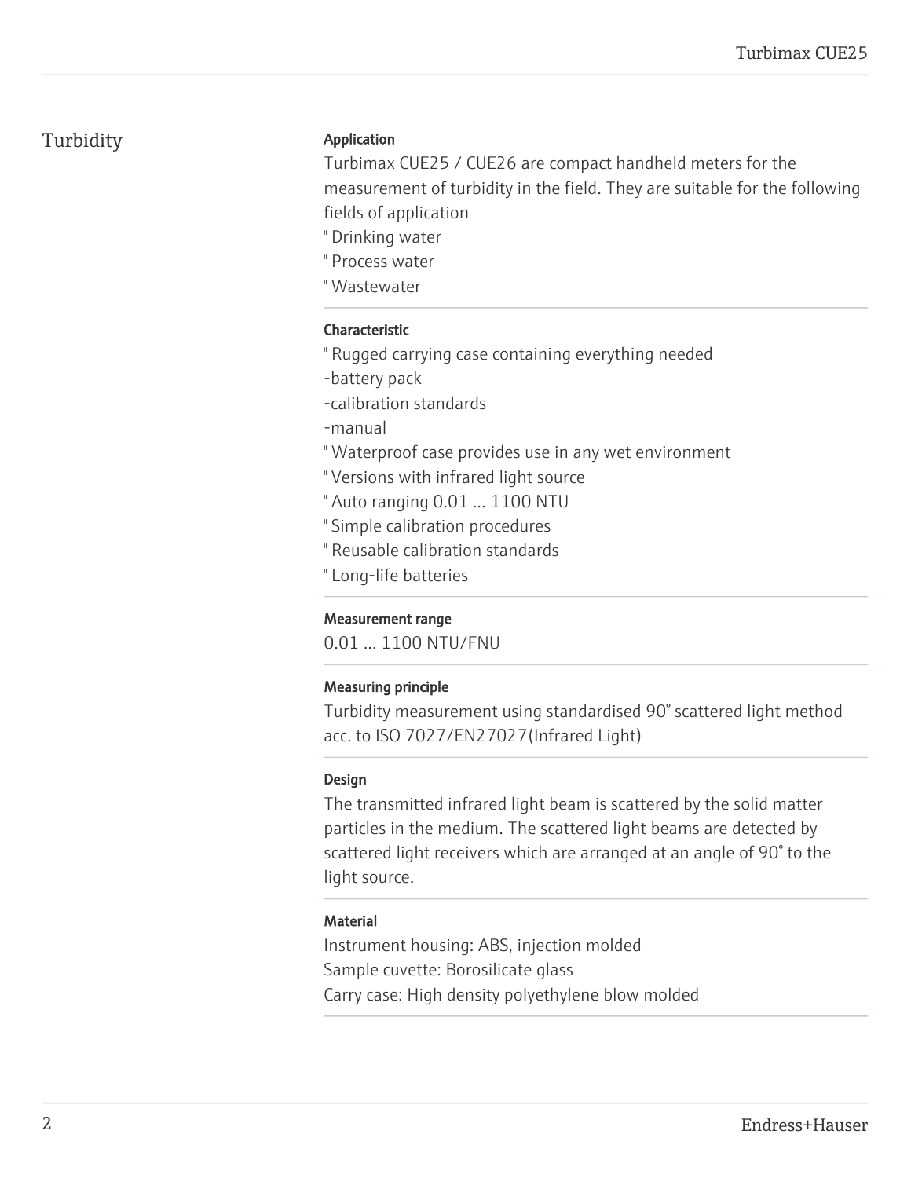## Turbidity

### Application

Turbimax CUE25 / CUE26 are compact handheld meters for the measurement of turbidity in the field. They are suitable for the following fields of application

- Drinking water
- Process water
- Wastewater

### Characteristic

- Rugged carrying case containing everything needed
  - battery pack
  - calibration standards
  - manual
- Waterproof case provides use in any wet environment
- Versions with infrared light source
- Auto ranging 0.01 ... 1100 NTU
- Simple calibration procedures
- Reusable calibration standards
- Long-life batteries

### Measurement range

0.01 ... 1100 NTU/FNU

### Measuring principle

Turbidity measurement using standardised 90° scattered light method acc. to ISO 7027/EN27027(Infrared Light)

### Design

The transmitted infrared light beam is scattered by the solid matter particles in the medium. The scattered light beams are detected by scattered light receivers which are arranged at an angle of 90° to the light source.

### Material

Instrument housing: ABS, injection molded
Sample cuvette: Borosilicate glass
Carry case: High density polyethylene blow molded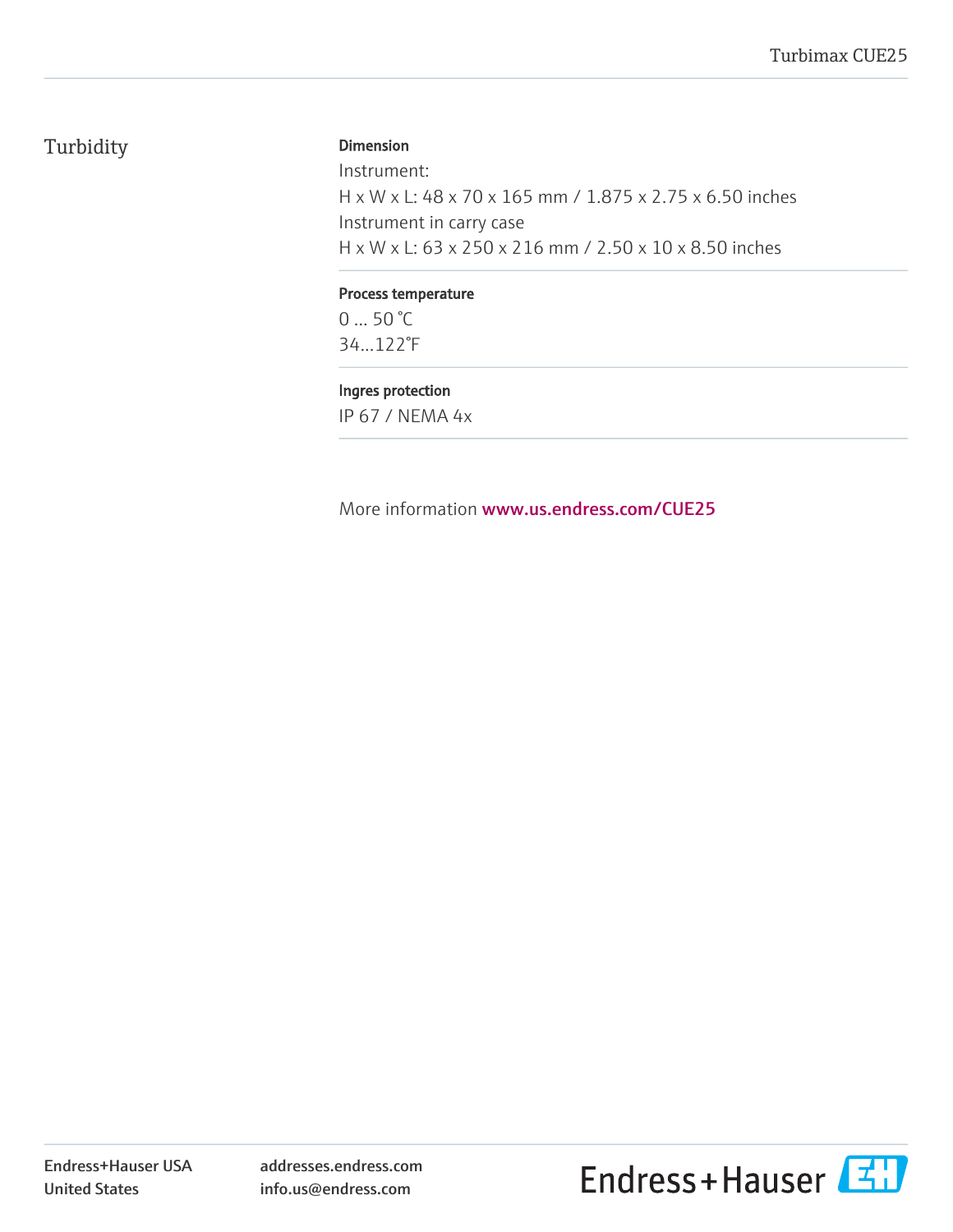## Turbidity

**Dimension**

Instrument:
H x W x L: 48 x 70 x 165 mm / 1.875 x 2.75 x 6.50 inches
Instrument in carry case
H x W x L: 63 x 250 x 216 mm / 2.50 x 10 x 8.50 inches

**Process temperature**

0 ... 50 °C
34...122°F

**Ingres protection**

IP 67 / NEMA 4x

More information **www.us.endress.com/CUE25**

Endress+Hauser USA
United States

addresses.endress.com
info.us@endress.com